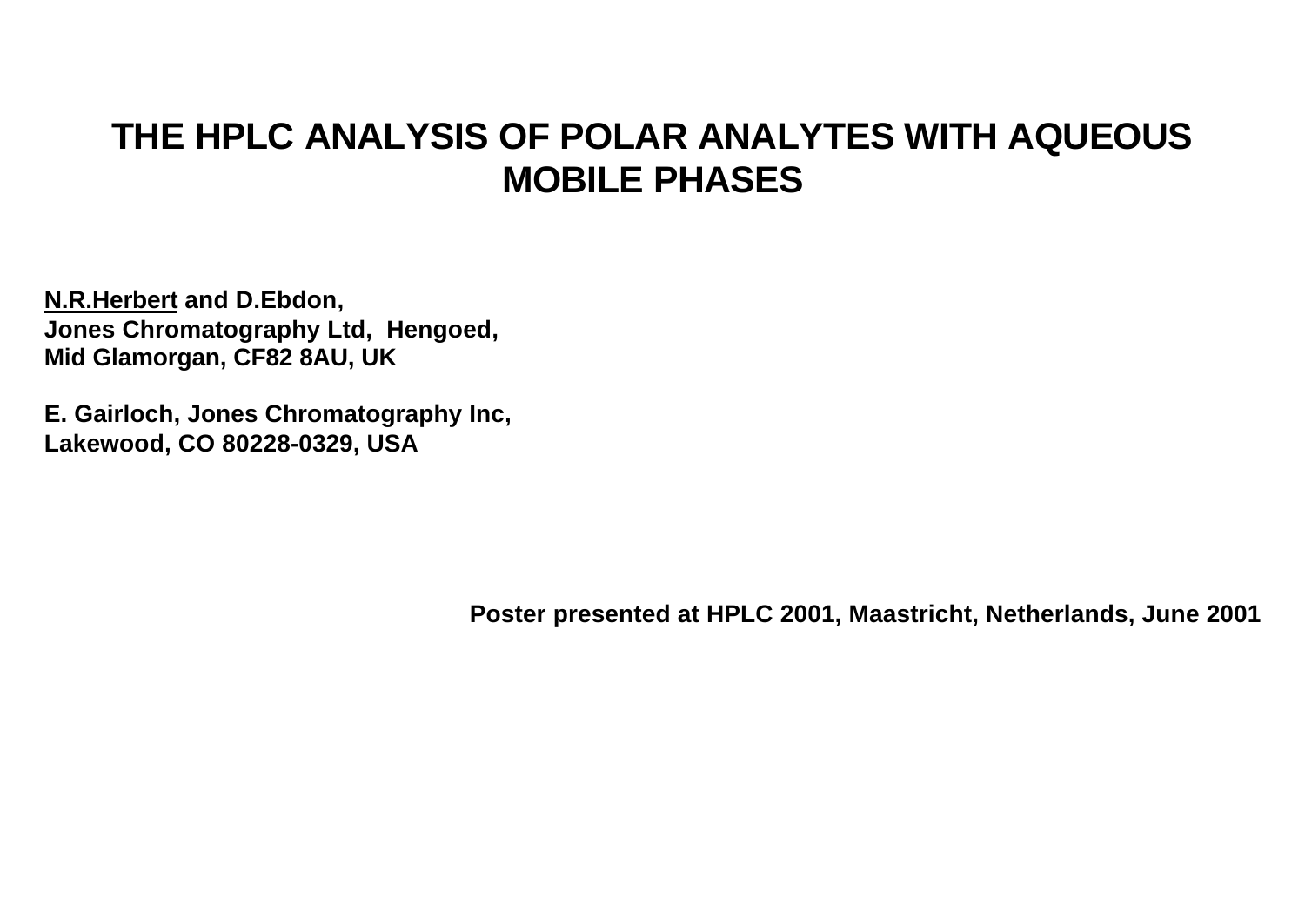# THE HPLC ANALYSIS OF POLAR ANALYTES WITH AQUEOUS MOBILE PHASES

**N.R.Herbert and D.Ebdon,**
**Jones Chromatography Ltd, Hengoed,**
**Mid Glamorgan, CF82 8AU, UK**

**E. Gairloch, Jones Chromatography Inc,**
**Lakewood, CO 80228-0329, USA**

**Poster presented at HPLC 2001, Maastricht, Netherlands, June 2001**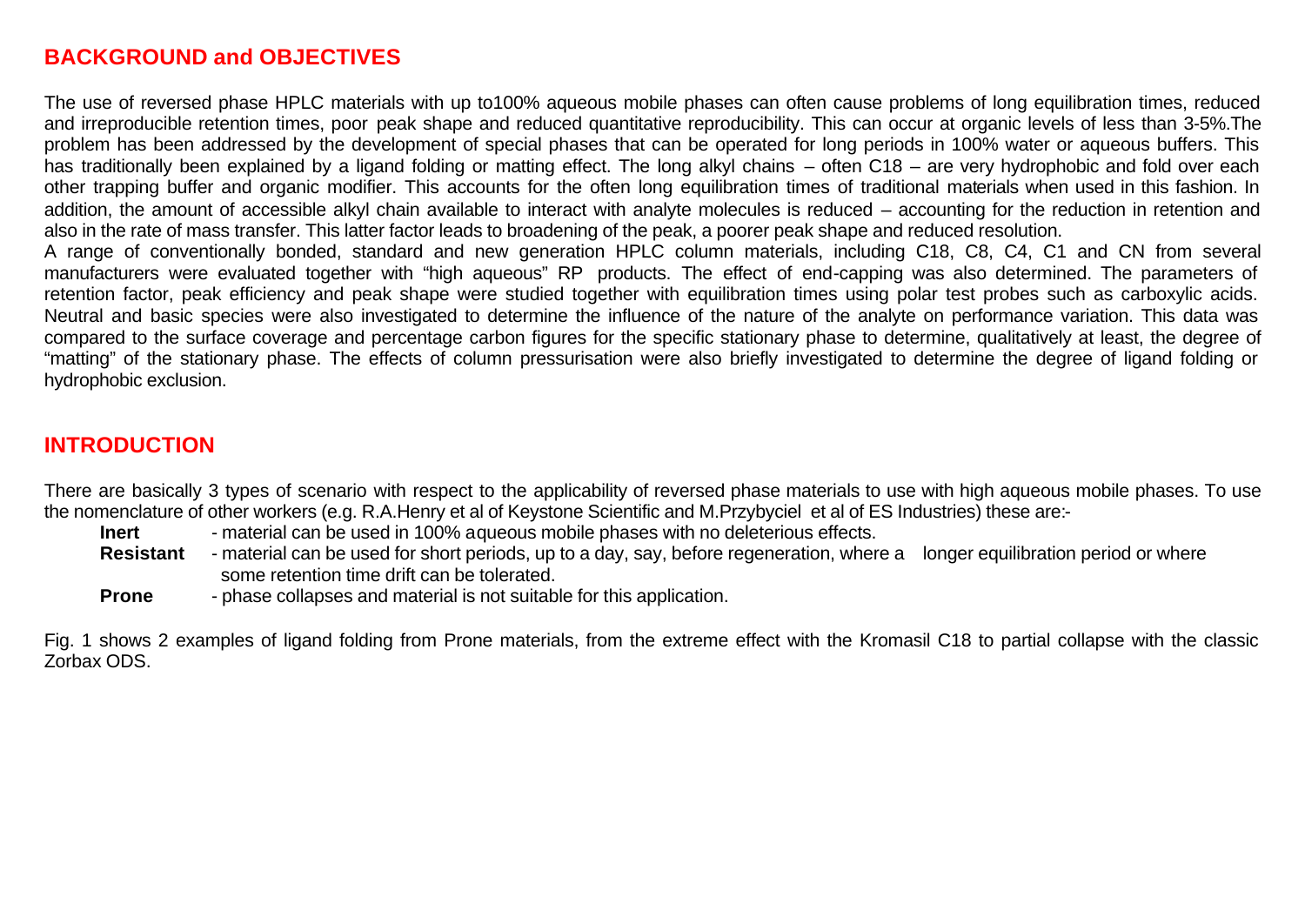## BACKGROUND and OBJECTIVES

The use of reversed phase HPLC materials with up to100% aqueous mobile phases can often cause problems of long equilibration times, reduced and irreproducible retention times, poor peak shape and reduced quantitative reproducibility. This can occur at organic levels of less than 3-5%.The problem has been addressed by the development of special phases that can be operated for long periods in 100% water or aqueous buffers. This has traditionally been explained by a ligand folding or matting effect. The long alkyl chains – often C18 – are very hydrophobic and fold over each other trapping buffer and organic modifier. This accounts for the often long equilibration times of traditional materials when used in this fashion. In addition, the amount of accessible alkyl chain available to interact with analyte molecules is reduced – accounting for the reduction in retention and also in the rate of mass transfer. This latter factor leads to broadening of the peak, a poorer peak shape and reduced resolution.

A range of conventionally bonded, standard and new generation HPLC column materials, including C18, C8, C4, C1 and CN from several manufacturers were evaluated together with "high aqueous" RP products. The effect of end-capping was also determined. The parameters of retention factor, peak efficiency and peak shape were studied together with equilibration times using polar test probes such as carboxylic acids. Neutral and basic species were also investigated to determine the influence of the nature of the analyte on performance variation. This data was compared to the surface coverage and percentage carbon figures for the specific stationary phase to determine, qualitatively at least, the degree of "matting" of the stationary phase. The effects of column pressurisation were also briefly investigated to determine the degree of ligand folding or hydrophobic exclusion.

## INTRODUCTION

There are basically 3 types of scenario with respect to the applicability of reversed phase materials to use with high aqueous mobile phases. To use the nomenclature of other workers (e.g. R.A.Henry et al of Keystone Scientific and M.Przybyciel et al of ES Industries) these are:-

- **Inert** - material can be used in 100% aqueous mobile phases with no deleterious effects.
- **Resistant** - material can be used for short periods, up to a day, say, before regeneration, where a longer equilibration period or where some retention time drift can be tolerated.
- **Prone** - phase collapses and material is not suitable for this application.

Fig. 1 shows 2 examples of ligand folding from Prone materials, from the extreme effect with the Kromasil C18 to partial collapse with the classic Zorbax ODS.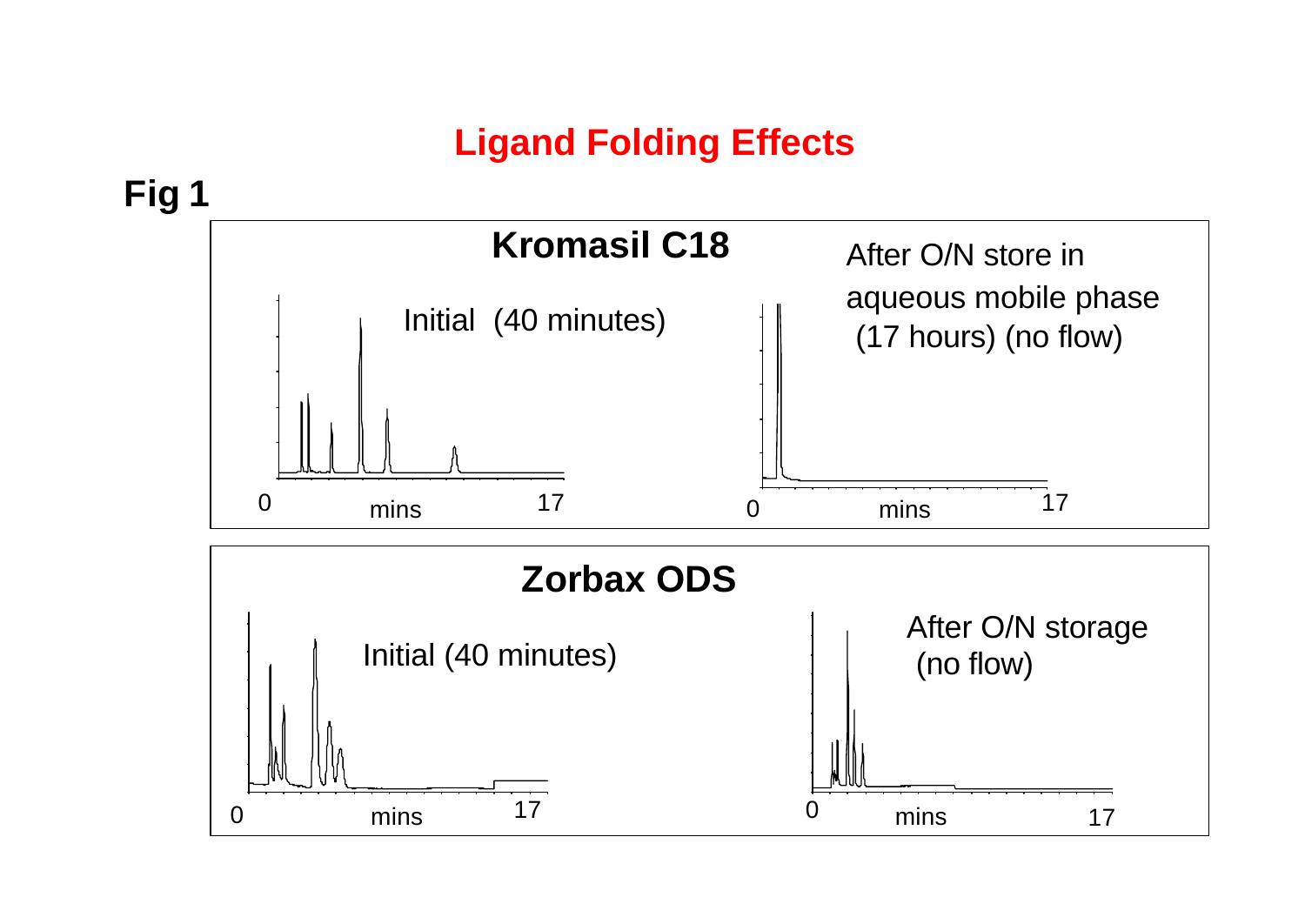# Ligand Folding Effects

**Fig 1**

## Kromasil C18

Initial (40 minutes)

0 mins 17

After O/N store in aqueous mobile phase (17 hours) (no flow)

0 mins 17

## Zorbax ODS

Initial (40 minutes)

0 mins 17

After O/N storage (no flow)

0 mins 17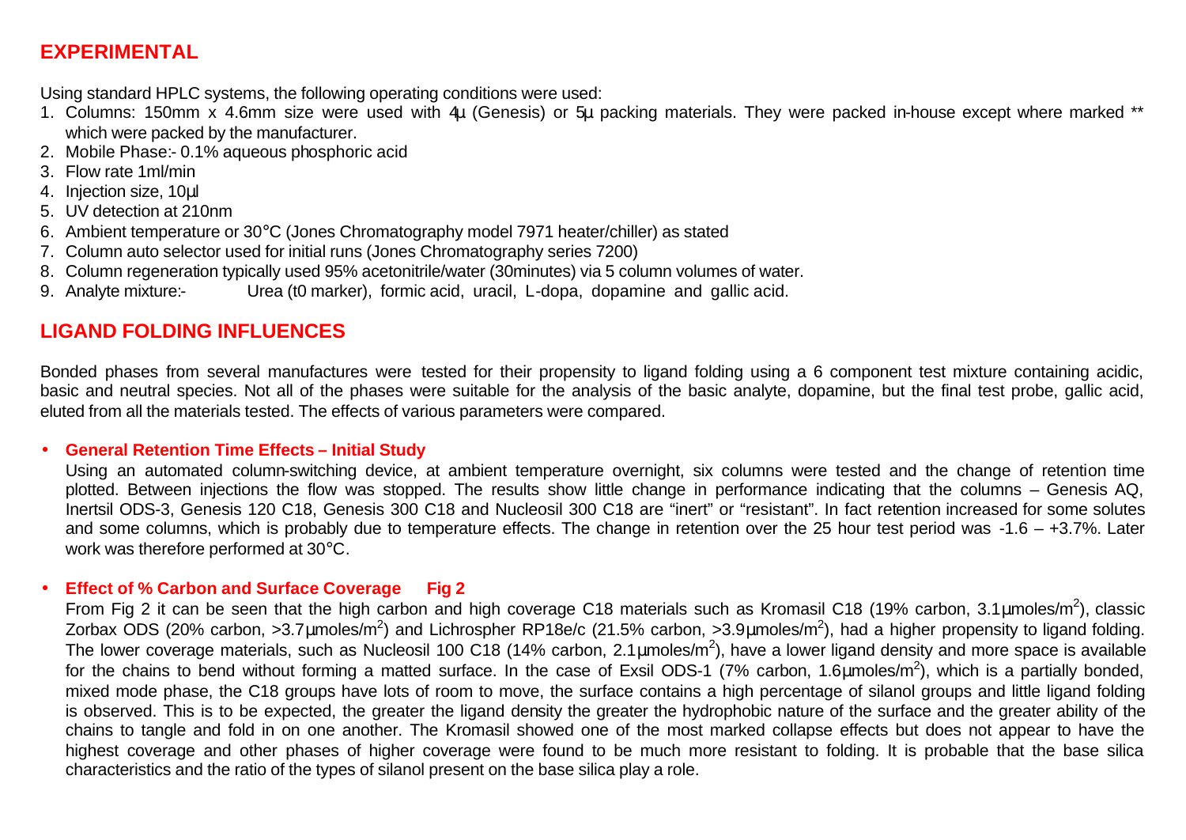## EXPERIMENTAL

Using standard HPLC systems, the following operating conditions were used:

1. Columns: 150mm x 4.6mm size were used with 4µ (Genesis) or 5µ packing materials. They were packed in-house except where marked ** which were packed by the manufacturer.
2. Mobile Phase:- 0.1% aqueous phosphoric acid
3. Flow rate 1ml/min
4. Injection size, 10µl
5. UV detection at 210nm
6. Ambient temperature or 30°C (Jones Chromatography model 7971 heater/chiller) as stated
7. Column auto selector used for initial runs (Jones Chromatography series 7200)
8. Column regeneration typically used 95% acetonitrile/water (30minutes) via 5 column volumes of water.
9. Analyte mixture:- Urea (t0 marker), formic acid, uracil, L-dopa, dopamine and gallic acid.

## LIGAND FOLDING INFLUENCES

Bonded phases from several manufactures were tested for their propensity to ligand folding using a 6 component test mixture containing acidic, basic and neutral species. Not all of the phases were suitable for the analysis of the basic analyte, dopamine, but the final test probe, gallic acid, eluted from all the materials tested. The effects of various parameters were compared.

- **General Retention Time Effects – Initial Study**

  Using an automated column-switching device, at ambient temperature overnight, six columns were tested and the change of retention time plotted. Between injections the flow was stopped. The results show little change in performance indicating that the columns – Genesis AQ, Inertsil ODS-3, Genesis 120 C18, Genesis 300 C18 and Nucleosil 300 C18 are "inert" or "resistant". In fact retention increased for some solutes and some columns, which is probably due to temperature effects. The change in retention over the 25 hour test period was -1.6 – +3.7%. Later work was therefore performed at 30°C.

- **Effect of % Carbon and Surface Coverage Fig 2**

  From Fig 2 it can be seen that the high carbon and high coverage C18 materials such as Kromasil C18 (19% carbon, 3.1µmoles/m$^2$), classic Zorbax ODS (20% carbon, >3.7µmoles/m$^2$) and Lichrospher RP18e/c (21.5% carbon, >3.9µmoles/m$^2$), had a higher propensity to ligand folding. The lower coverage materials, such as Nucleosil 100 C18 (14% carbon, 2.1µmoles/m$^2$), have a lower ligand density and more space is available for the chains to bend without forming a matted surface. In the case of Exsil ODS-1 (7% carbon, 1.6µmoles/m$^2$), which is a partially bonded, mixed mode phase, the C18 groups have lots of room to move, the surface contains a high percentage of silanol groups and little ligand folding is observed. This is to be expected, the greater the ligand density the greater the hydrophobic nature of the surface and the greater ability of the chains to tangle and fold in on one another. The Kromasil showed one of the most marked collapse effects but does not appear to have the highest coverage and other phases of higher coverage were found to be much more resistant to folding. It is probable that the base silica characteristics and the ratio of the types of silanol present on the base silica play a role.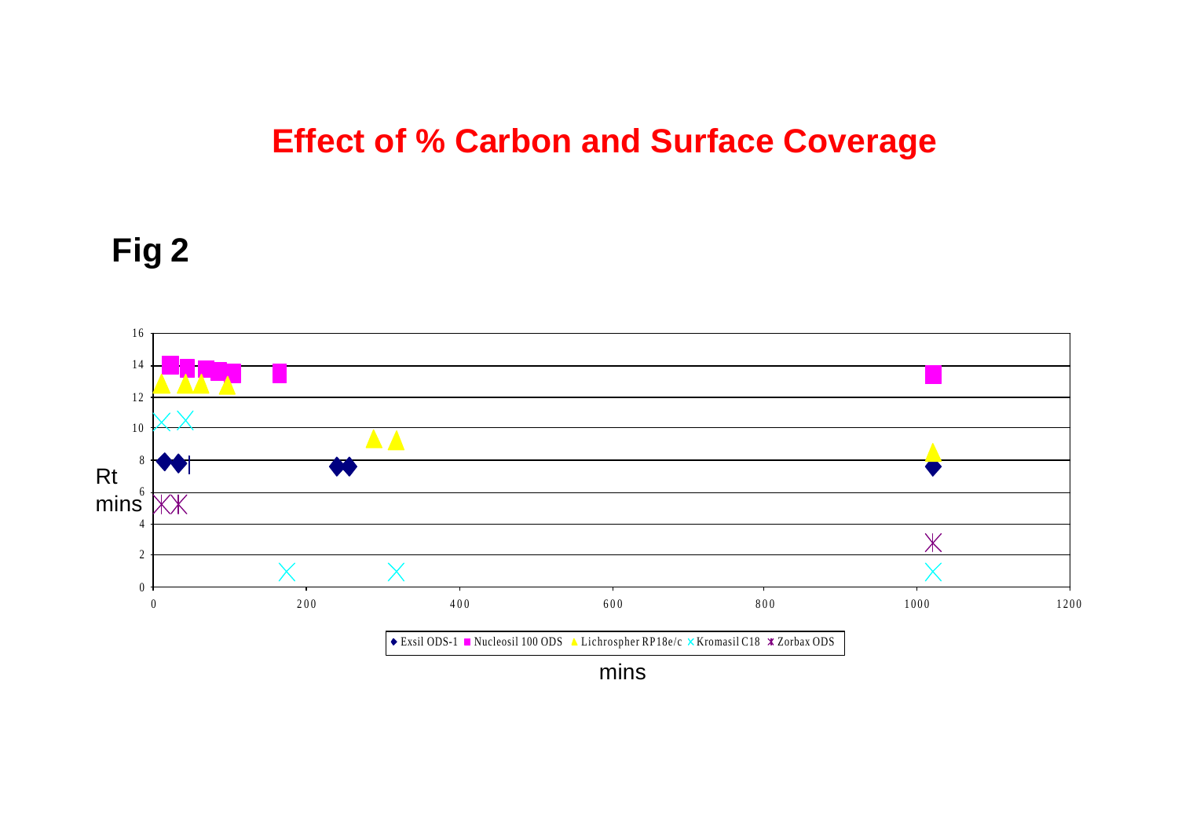# Effect of % Carbon and Surface Coverage

**Fig 2**

Rt mins

◆ Exsil ODS-1 ■ Nucleosil 100 ODS ▲ Lichrospher RP18e/c × Kromasil C18 ✱ Zorbax ODS

mins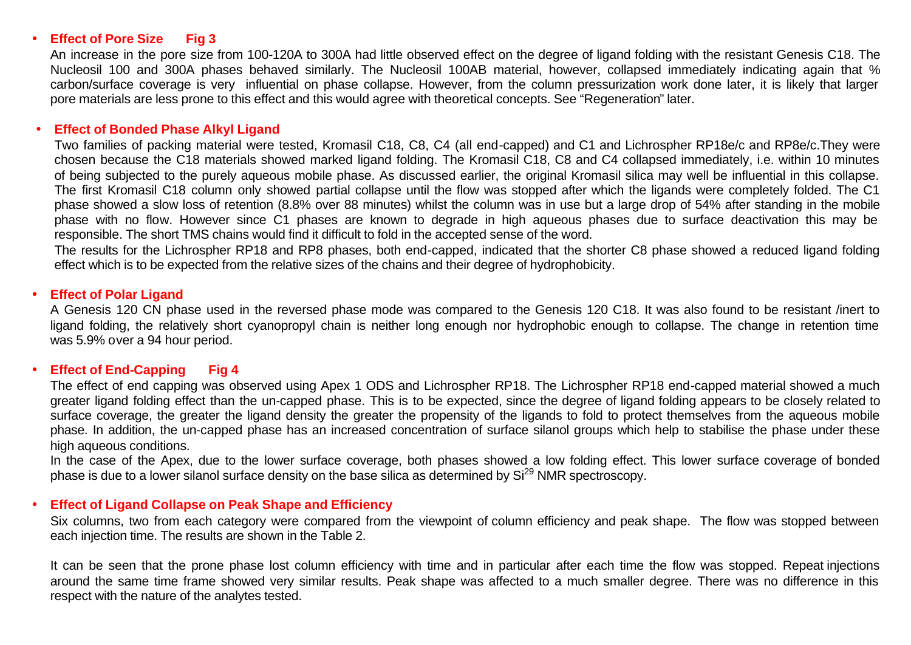- **Effect of Pore Size Fig 3**

  An increase in the pore size from 100-120A to 300A had little observed effect on the degree of ligand folding with the resistant Genesis C18. The Nucleosil 100 and 300A phases behaved similarly. The Nucleosil 100AB material, however, collapsed immediately indicating again that % carbon/surface coverage is very influential on phase collapse. However, from the column pressurization work done later, it is likely that larger pore materials are less prone to this effect and this would agree with theoretical concepts. See "Regeneration" later.

- **Effect of Bonded Phase Alkyl Ligand**

  Two families of packing material were tested, Kromasil C18, C8, C4 (all end-capped) and C1 and Lichrospher RP18e/c and RP8e/c.They were chosen because the C18 materials showed marked ligand folding. The Kromasil C18, C8 and C4 collapsed immediately, i.e. within 10 minutes of being subjected to the purely aqueous mobile phase. As discussed earlier, the original Kromasil silica may well be influential in this collapse. The first Kromasil C18 column only showed partial collapse until the flow was stopped after which the ligands were completely folded. The C1 phase showed a slow loss of retention (8.8% over 88 minutes) whilst the column was in use but a large drop of 54% after standing in the mobile phase with no flow. However since C1 phases are known to degrade in high aqueous phases due to surface deactivation this may be responsible. The short TMS chains would find it difficult to fold in the accepted sense of the word.

  The results for the Lichrospher RP18 and RP8 phases, both end-capped, indicated that the shorter C8 phase showed a reduced ligand folding effect which is to be expected from the relative sizes of the chains and their degree of hydrophobicity.

- **Effect of Polar Ligand**

  A Genesis 120 CN phase used in the reversed phase mode was compared to the Genesis 120 C18. It was also found to be resistant /inert to ligand folding, the relatively short cyanopropyl chain is neither long enough nor hydrophobic enough to collapse. The change in retention time was 5.9% over a 94 hour period.

- **Effect of End-Capping Fig 4**

  The effect of end capping was observed using Apex 1 ODS and Lichrospher RP18. The Lichrospher RP18 end-capped material showed a much greater ligand folding effect than the un-capped phase. This is to be expected, since the degree of ligand folding appears to be closely related to surface coverage, the greater the ligand density the greater the propensity of the ligands to fold to protect themselves from the aqueous mobile phase. In addition, the un-capped phase has an increased concentration of surface silanol groups which help to stabilise the phase under these high aqueous conditions.

  In the case of the Apex, due to the lower surface coverage, both phases showed a low folding effect. This lower surface coverage of bonded phase is due to a lower silanol surface density on the base silica as determined by $Si^{29}$ NMR spectroscopy.

- **Effect of Ligand Collapse on Peak Shape and Efficiency**

  Six columns, two from each category were compared from the viewpoint of column efficiency and peak shape. The flow was stopped between each injection time. The results are shown in the Table 2.

  It can be seen that the prone phase lost column efficiency with time and in particular after each time the flow was stopped. Repeat injections around the same time frame showed very similar results. Peak shape was affected to a much smaller degree. There was no difference in this respect with the nature of the analytes tested.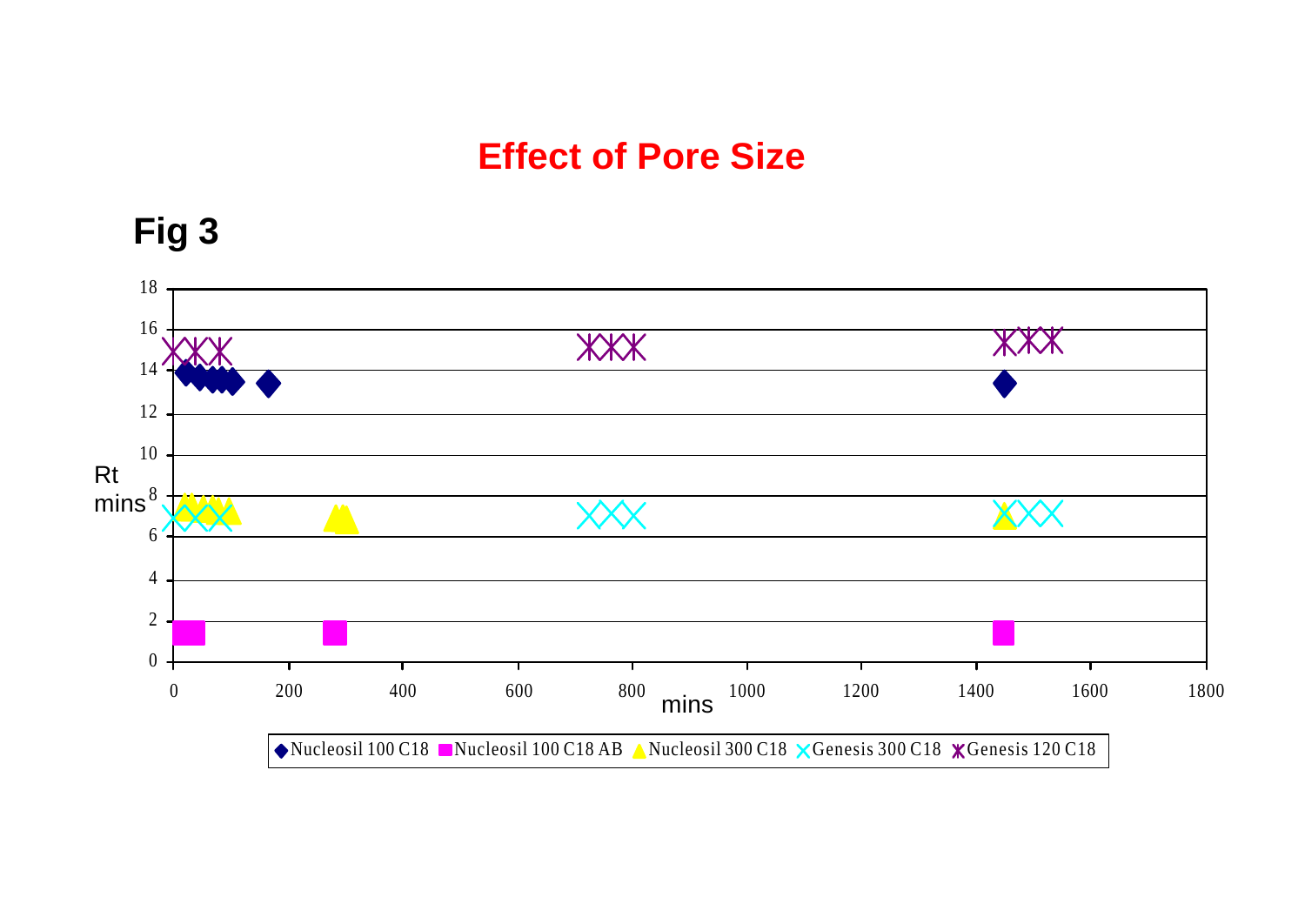# Effect of Pore Size

**Fig 3**

Rt mins

mins

Nucleosil 100 C18 | Nucleosil 100 C18 AB | Nucleosil 300 C18 | Genesis 300 C18 | Genesis 120 C18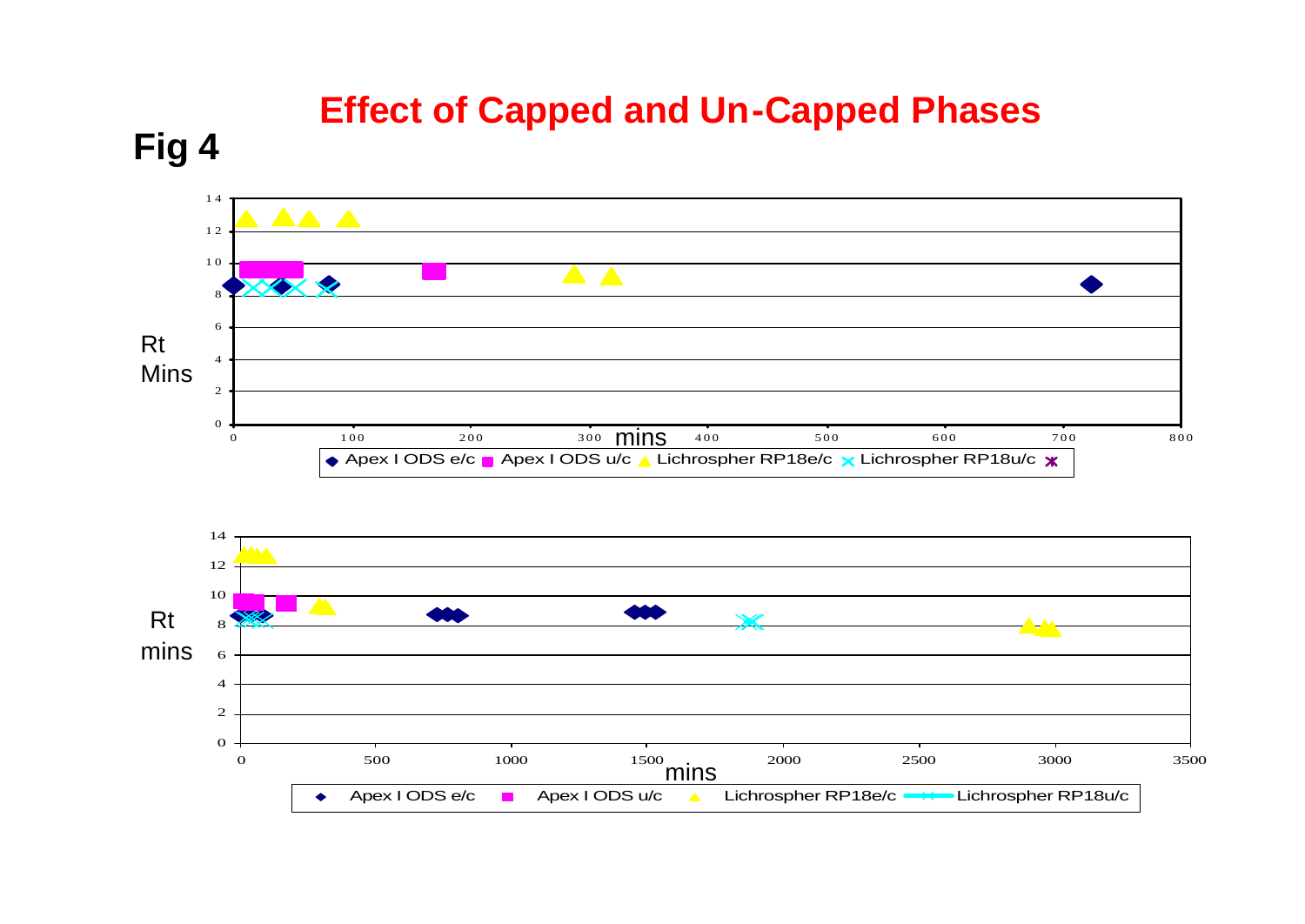**Fig 4**

# Effect of Capped and Un-Capped Phases

Rt Mins

mins

◆ Apex I ODS e/c ■ Apex I ODS u/c ▲ Lichrospher RP18e/c ✕ Lichrospher RP18u/c

Rt mins

mins

◆ Apex I ODS e/c ■ Apex I ODS u/c ▲ Lichrospher RP18e/c — Lichrospher RP18u/c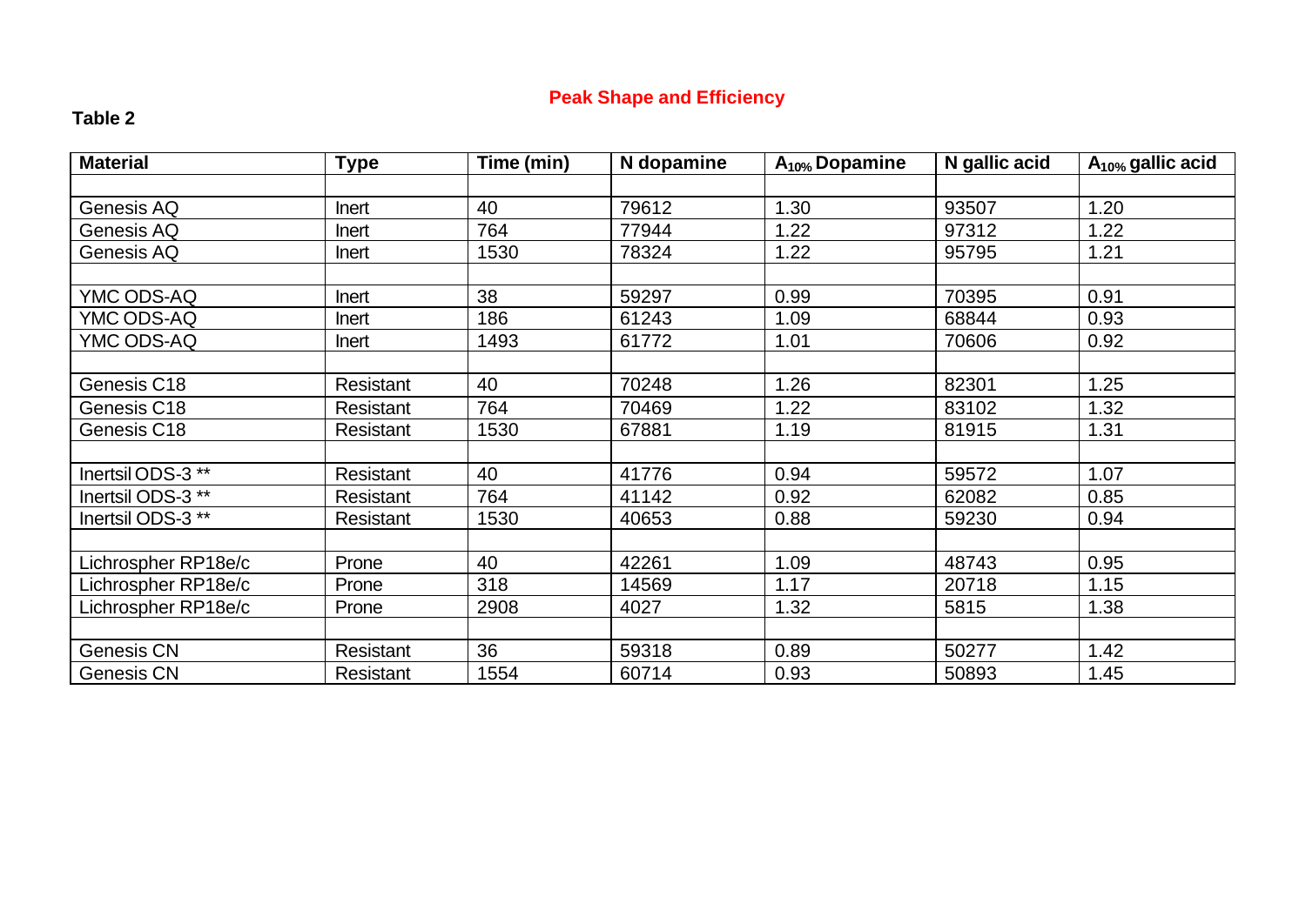## Peak Shape and Efficiency

**Table 2**

| Material | Type | Time (min) | N dopamine | $A_{10\%}$ Dopamine | N gallic acid | $A_{10\%}$ gallic acid |
|---|---|---|---|---|---|---|
| | | | | | | |
| Genesis AQ | Inert | 40 | 79612 | 1.30 | 93507 | 1.20 |
| Genesis AQ | Inert | 764 | 77944 | 1.22 | 97312 | 1.22 |
| Genesis AQ | Inert | 1530 | 78324 | 1.22 | 95795 | 1.21 |
| | | | | | | |
| YMC ODS-AQ | Inert | 38 | 59297 | 0.99 | 70395 | 0.91 |
| YMC ODS-AQ | Inert | 186 | 61243 | 1.09 | 68844 | 0.93 |
| YMC ODS-AQ | Inert | 1493 | 61772 | 1.01 | 70606 | 0.92 |
| | | | | | | |
| Genesis C18 | Resistant | 40 | 70248 | 1.26 | 82301 | 1.25 |
| Genesis C18 | Resistant | 764 | 70469 | 1.22 | 83102 | 1.32 |
| Genesis C18 | Resistant | 1530 | 67881 | 1.19 | 81915 | 1.31 |
| | | | | | | |
| Inertsil ODS-3 ** | Resistant | 40 | 41776 | 0.94 | 59572 | 1.07 |
| Inertsil ODS-3 ** | Resistant | 764 | 41142 | 0.92 | 62082 | 0.85 |
| Inertsil ODS-3 ** | Resistant | 1530 | 40653 | 0.88 | 59230 | 0.94 |
| | | | | | | |
| Lichrospher RP18e/c | Prone | 40 | 42261 | 1.09 | 48743 | 0.95 |
| Lichrospher RP18e/c | Prone | 318 | 14569 | 1.17 | 20718 | 1.15 |
| Lichrospher RP18e/c | Prone | 2908 | 4027 | 1.32 | 5815 | 1.38 |
| | | | | | | |
| Genesis CN | Resistant | 36 | 59318 | 0.89 | 50277 | 1.42 |
| Genesis CN | Resistant | 1554 | 60714 | 0.93 | 50893 | 1.45 |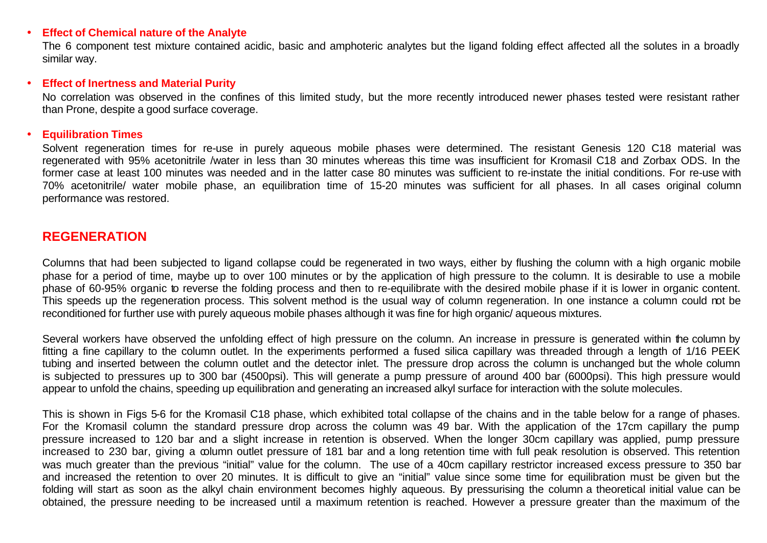- **Effect of Chemical nature of the Analyte**

  The 6 component test mixture contained acidic, basic and amphoteric analytes but the ligand folding effect affected all the solutes in a broadly similar way.

- **Effect of Inertness and Material Purity**

  No correlation was observed in the confines of this limited study, but the more recently introduced newer phases tested were resistant rather than Prone, despite a good surface coverage.

- **Equilibration Times**

  Solvent regeneration times for re-use in purely aqueous mobile phases were determined. The resistant Genesis 120 C18 material was regenerated with 95% acetonitrile /water in less than 30 minutes whereas this time was insufficient for Kromasil C18 and Zorbax ODS. In the former case at least 100 minutes was needed and in the latter case 80 minutes was sufficient to re-instate the initial conditions. For re-use with 70% acetonitrile/ water mobile phase, an equilibration time of 15-20 minutes was sufficient for all phases. In all cases original column performance was restored.

## REGENERATION

Columns that had been subjected to ligand collapse could be regenerated in two ways, either by flushing the column with a high organic mobile phase for a period of time, maybe up to over 100 minutes or by the application of high pressure to the column. It is desirable to use a mobile phase of 60-95% organic to reverse the folding process and then to re-equilibrate with the desired mobile phase if it is lower in organic content. This speeds up the regeneration process. This solvent method is the usual way of column regeneration. In one instance a column could not be reconditioned for further use with purely aqueous mobile phases although it was fine for high organic/ aqueous mixtures.

Several workers have observed the unfolding effect of high pressure on the column. An increase in pressure is generated within the column by fitting a fine capillary to the column outlet. In the experiments performed a fused silica capillary was threaded through a length of 1/16 PEEK tubing and inserted between the column outlet and the detector inlet. The pressure drop across the column is unchanged but the whole column is subjected to pressures up to 300 bar (4500psi). This will generate a pump pressure of around 400 bar (6000psi). This high pressure would appear to unfold the chains, speeding up equilibration and generating an increased alkyl surface for interaction with the solute molecules.

This is shown in Figs 5-6 for the Kromasil C18 phase, which exhibited total collapse of the chains and in the table below for a range of phases. For the Kromasil column the standard pressure drop across the column was 49 bar. With the application of the 17cm capillary the pump pressure increased to 120 bar and a slight increase in retention is observed. When the longer 30cm capillary was applied, pump pressure increased to 230 bar, giving a column outlet pressure of 181 bar and a long retention time with full peak resolution is observed. This retention was much greater than the previous "initial" value for the column. The use of a 40cm capillary restrictor increased excess pressure to 350 bar and increased the retention to over 20 minutes. It is difficult to give an "initial" value since some time for equilibration must be given but the folding will start as soon as the alkyl chain environment becomes highly aqueous. By pressurising the column a theoretical initial value can be obtained, the pressure needing to be increased until a maximum retention is reached. However a pressure greater than the maximum of the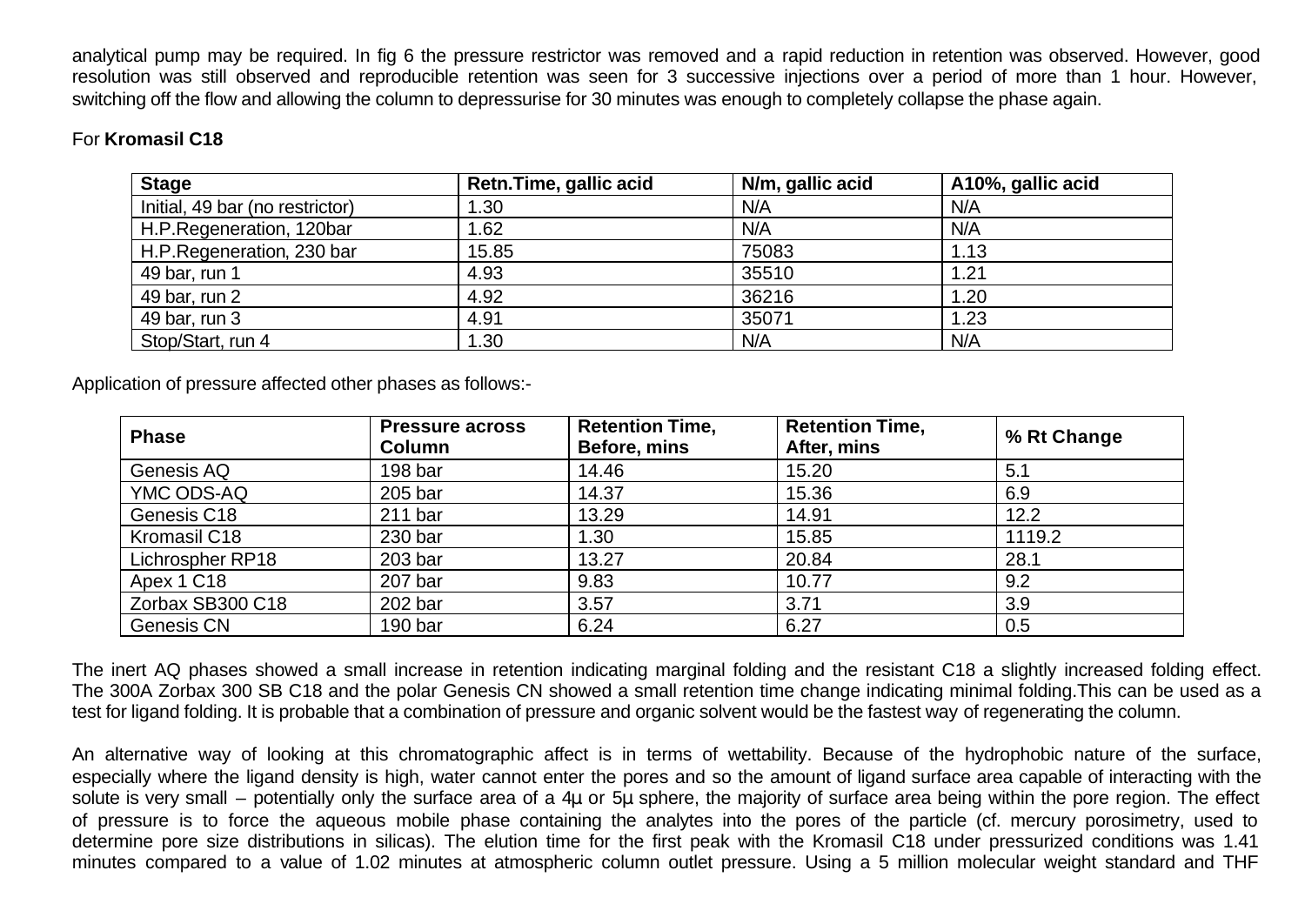analytical pump may be required. In fig 6 the pressure restrictor was removed and a rapid reduction in retention was observed. However, good resolution was still observed and reproducible retention was seen for 3 successive injections over a period of more than 1 hour. However, switching off the flow and allowing the column to depressurise for 30 minutes was enough to completely collapse the phase again.

For **Kromasil C18**

| Stage | Retn.Time, gallic acid | N/m, gallic acid | A10%, gallic acid |
|---|---|---|---|
| Initial, 49 bar (no restrictor) | 1.30 | N/A | N/A |
| H.P.Regeneration, 120bar | 1.62 | N/A | N/A |
| H.P.Regeneration, 230 bar | 15.85 | 75083 | 1.13 |
| 49 bar, run 1 | 4.93 | 35510 | 1.21 |
| 49 bar, run 2 | 4.92 | 36216 | 1.20 |
| 49 bar, run 3 | 4.91 | 35071 | 1.23 |
| Stop/Start, run 4 | 1.30 | N/A | N/A |

Application of pressure affected other phases as follows:-

| Phase | Pressure across Column | Retention Time, Before, mins | Retention Time, After, mins | % Rt Change |
|---|---|---|---|---|
| Genesis AQ | 198 bar | 14.46 | 15.20 | 5.1 |
| YMC ODS-AQ | 205 bar | 14.37 | 15.36 | 6.9 |
| Genesis C18 | 211 bar | 13.29 | 14.91 | 12.2 |
| Kromasil C18 | 230 bar | 1.30 | 15.85 | 1119.2 |
| Lichrospher RP18 | 203 bar | 13.27 | 20.84 | 28.1 |
| Apex 1 C18 | 207 bar | 9.83 | 10.77 | 9.2 |
| Zorbax SB300 C18 | 202 bar | 3.57 | 3.71 | 3.9 |
| Genesis CN | 190 bar | 6.24 | 6.27 | 0.5 |

The inert AQ phases showed a small increase in retention indicating marginal folding and the resistant C18 a slightly increased folding effect. The 300A Zorbax 300 SB C18 and the polar Genesis CN showed a small retention time change indicating minimal folding.This can be used as a test for ligand folding. It is probable that a combination of pressure and organic solvent would be the fastest way of regenerating the column.

An alternative way of looking at this chromatographic affect is in terms of wettability. Because of the hydrophobic nature of the surface, especially where the ligand density is high, water cannot enter the pores and so the amount of ligand surface area capable of interacting with the solute is very small – potentially only the surface area of a 4µ or 5µ sphere, the majority of surface area being within the pore region. The effect of pressure is to force the aqueous mobile phase containing the analytes into the pores of the particle (cf. mercury porosimetry, used to determine pore size distributions in silicas). The elution time for the first peak with the Kromasil C18 under pressurized conditions was 1.41 minutes compared to a value of 1.02 minutes at atmospheric column outlet pressure. Using a 5 million molecular weight standard and THF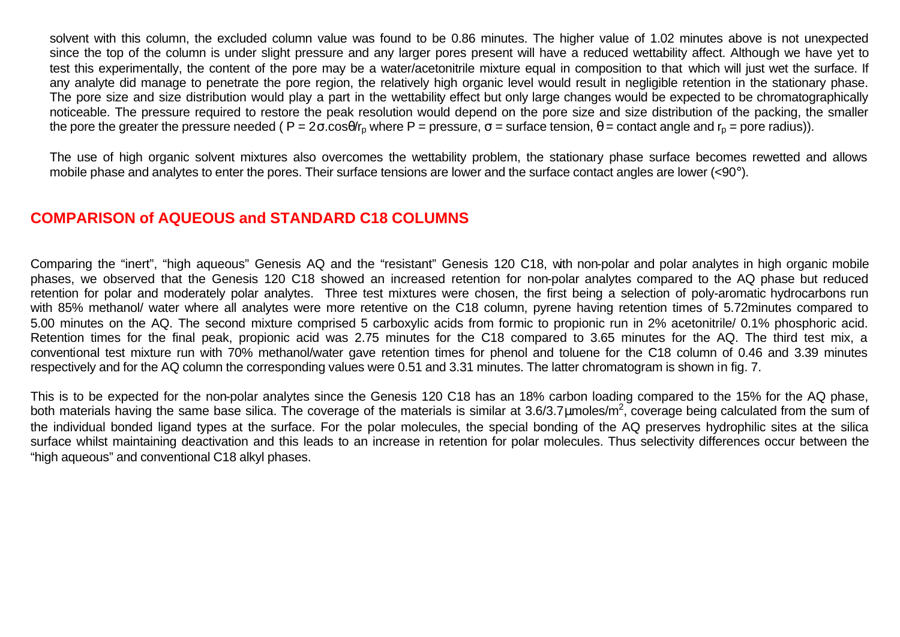solvent with this column, the excluded column value was found to be 0.86 minutes. The higher value of 1.02 minutes above is not unexpected since the top of the column is under slight pressure and any larger pores present will have a reduced wettability affect. Although we have yet to test this experimentally, the content of the pore may be a water/acetonitrile mixture equal in composition to that which will just wet the surface. If any analyte did manage to penetrate the pore region, the relatively high organic level would result in negligible retention in the stationary phase. The pore size and size distribution would play a part in the wettability effect but only large changes would be expected to be chromatographically noticeable. The pressure required to restore the peak resolution would depend on the pore size and size distribution of the packing, the smaller the pore the greater the pressure needed ( $P = 2\sigma.\cos\theta/r_p$ where P = pressure, $\sigma$ = surface tension, $\theta$ = contact angle and $r_p$ = pore radius)).

The use of high organic solvent mixtures also overcomes the wettability problem, the stationary phase surface becomes rewetted and allows mobile phase and analytes to enter the pores. Their surface tensions are lower and the surface contact angles are lower (<90°).

## COMPARISON of AQUEOUS and STANDARD C18 COLUMNS

Comparing the "inert", "high aqueous" Genesis AQ and the "resistant" Genesis 120 C18, with non-polar and polar analytes in high organic mobile phases, we observed that the Genesis 120 C18 showed an increased retention for non-polar analytes compared to the AQ phase but reduced retention for polar and moderately polar analytes. Three test mixtures were chosen, the first being a selection of poly-aromatic hydrocarbons run with 85% methanol/ water where all analytes were more retentive on the C18 column, pyrene having retention times of 5.72minutes compared to 5.00 minutes on the AQ. The second mixture comprised 5 carboxylic acids from formic to propionic run in 2% acetonitrile/ 0.1% phosphoric acid. Retention times for the final peak, propionic acid was 2.75 minutes for the C18 compared to 3.65 minutes for the AQ. The third test mix, a conventional test mixture run with 70% methanol/water gave retention times for phenol and toluene for the C18 column of 0.46 and 3.39 minutes respectively and for the AQ column the corresponding values were 0.51 and 3.31 minutes. The latter chromatogram is shown in fig. 7.

This is to be expected for the non-polar analytes since the Genesis 120 C18 has an 18% carbon loading compared to the 15% for the AQ phase, both materials having the same base silica. The coverage of the materials is similar at 3.6/3.7µmoles/$m^2$, coverage being calculated from the sum of the individual bonded ligand types at the surface. For the polar molecules, the special bonding of the AQ preserves hydrophilic sites at the silica surface whilst maintaining deactivation and this leads to an increase in retention for polar molecules. Thus selectivity differences occur between the "high aqueous" and conventional C18 alkyl phases.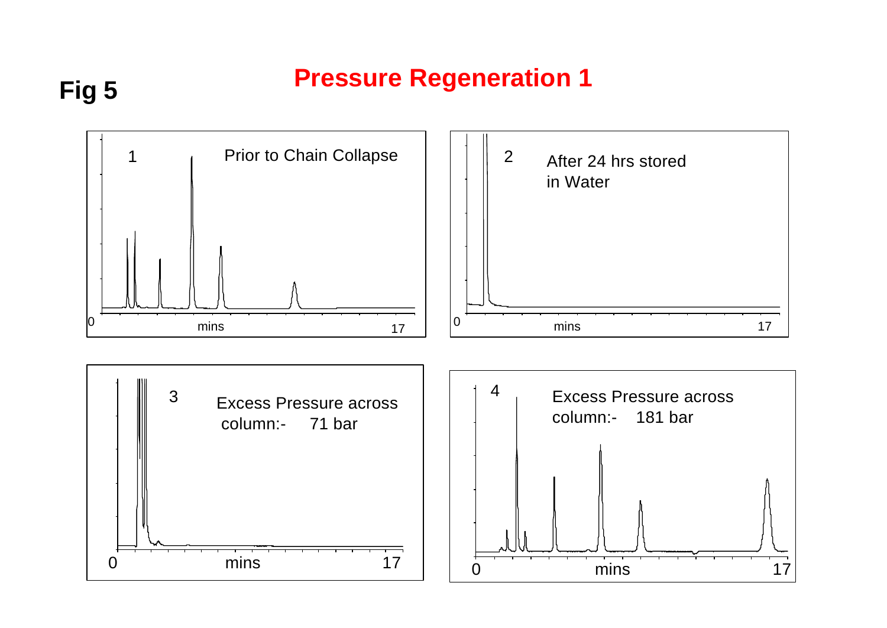# Fig 5

## Pressure Regeneration 1

1 — Prior to Chain Collapse

0 mins 17

2 — After 24 hrs stored in Water

0 mins 17

3 — Excess Pressure across column:- 71 bar

0 mins 17

4 — Excess Pressure across column:- 181 bar

0 mins 17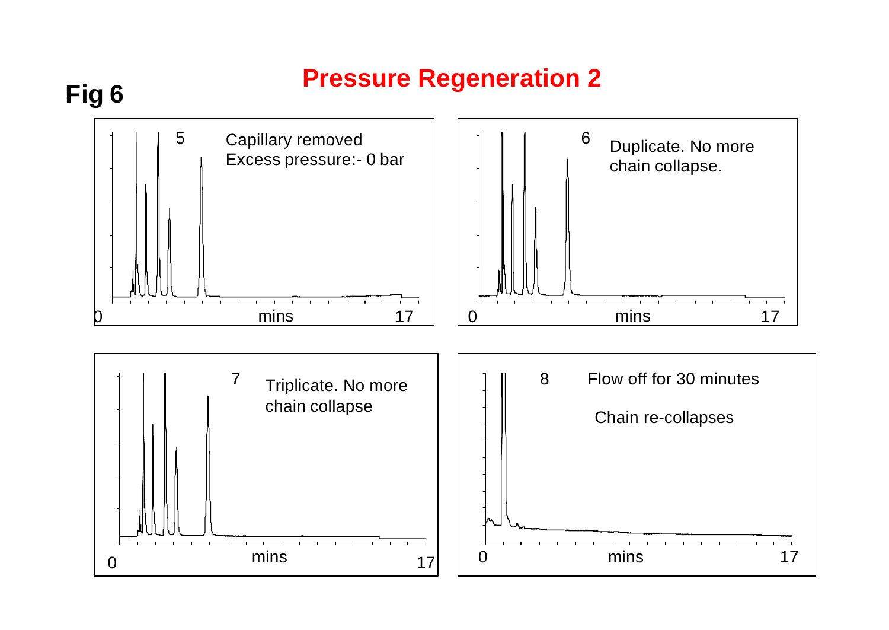# Fig 6

## Pressure Regeneration 2

5 Capillary removed
Excess pressure:- 0 bar

0 mins 17

6 Duplicate. No more chain collapse.

0 mins 17

7 Triplicate. No more chain collapse

0 mins 17

8 Flow off for 30 minutes

Chain re-collapses

0 mins 17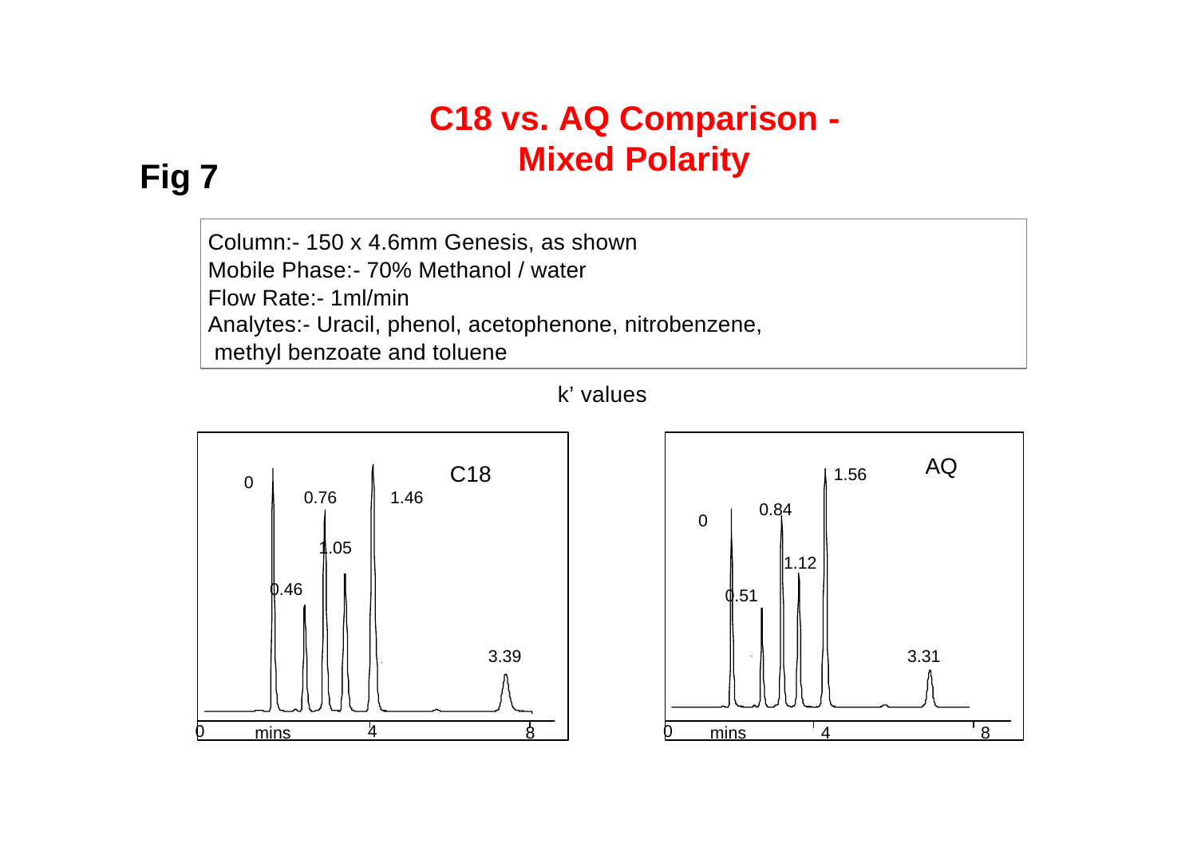# C18 vs. AQ Comparison - Mixed Polarity

**Fig 7**

Column:- 150 x 4.6mm Genesis, as shown
Mobile Phase:- 70% Methanol / water
Flow Rate:- 1ml/min
Analytes:- Uracil, phenol, acetophenone, nitrobenzene, methyl benzoate and toluene

k' values

| C18 | AQ |
| --- | --- |
| 0 | 0 |
| 0.46 | 0.51 |
| 0.76 | 0.84 |
| 1.05 | 1.12 |
| 1.46 | 1.56 |
| 3.39 | 3.31 |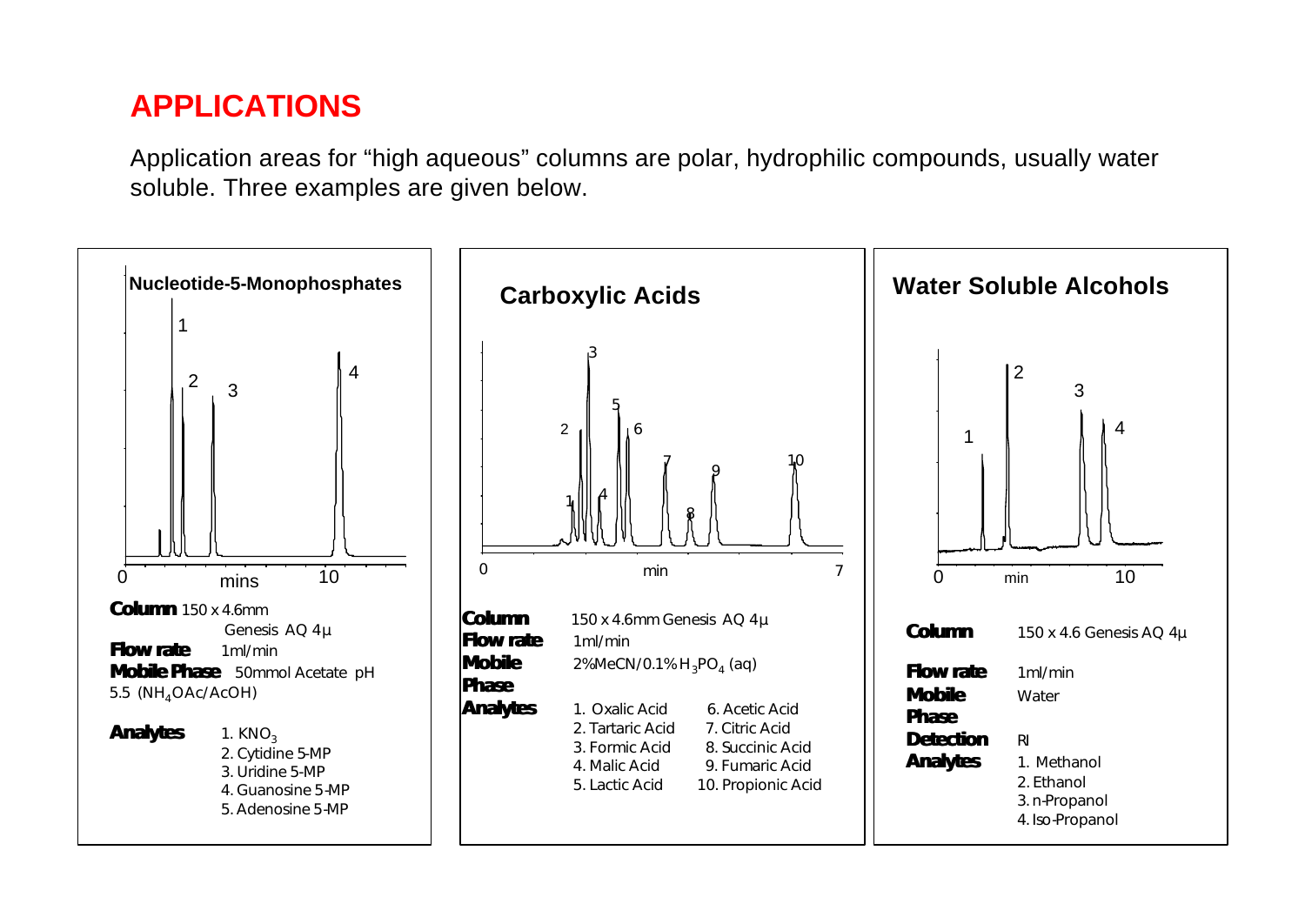# APPLICATIONS

Application areas for "high aqueous" columns are polar, hydrophilic compounds, usually water soluble. Three examples are given below.

## Nucleotide-5-Monophosphates

**Column** 150 x 4.6mm Genesis AQ 4µ

**Flow rate** 1ml/min

**Mobile Phase** 50mmol Acetate pH 5.5 ($NH_4OAc/AcOH$)

**Analytes**
1. $KNO_3$
2. Cytidine 5-MP
3. Uridine 5-MP
4. Guanosine 5-MP
5. Adenosine 5-MP

## Carboxylic Acids

**Column** 150 x 4.6mm Genesis AQ 4µ

**Flow rate** 1ml/min

**Mobile Phase** 2%MeCN/0.1% $H_3PO_4$ (aq)

**Analytes**
1. Oxalic Acid
2. Tartaric Acid
3. Formic Acid
4. Malic Acid
5. Lactic Acid
6. Acetic Acid
7. Citric Acid
8. Succinic Acid
9. Fumaric Acid
10. Propionic Acid

## Water Soluble Alcohols

**Column** 150 x 4.6 Genesis AQ 4µ

**Flow rate** 1ml/min

**Mobile Phase** Water

**Detection** RI

**Analytes**
1. Methanol
2. Ethanol
3. n-Propanol
4. Iso-Propanol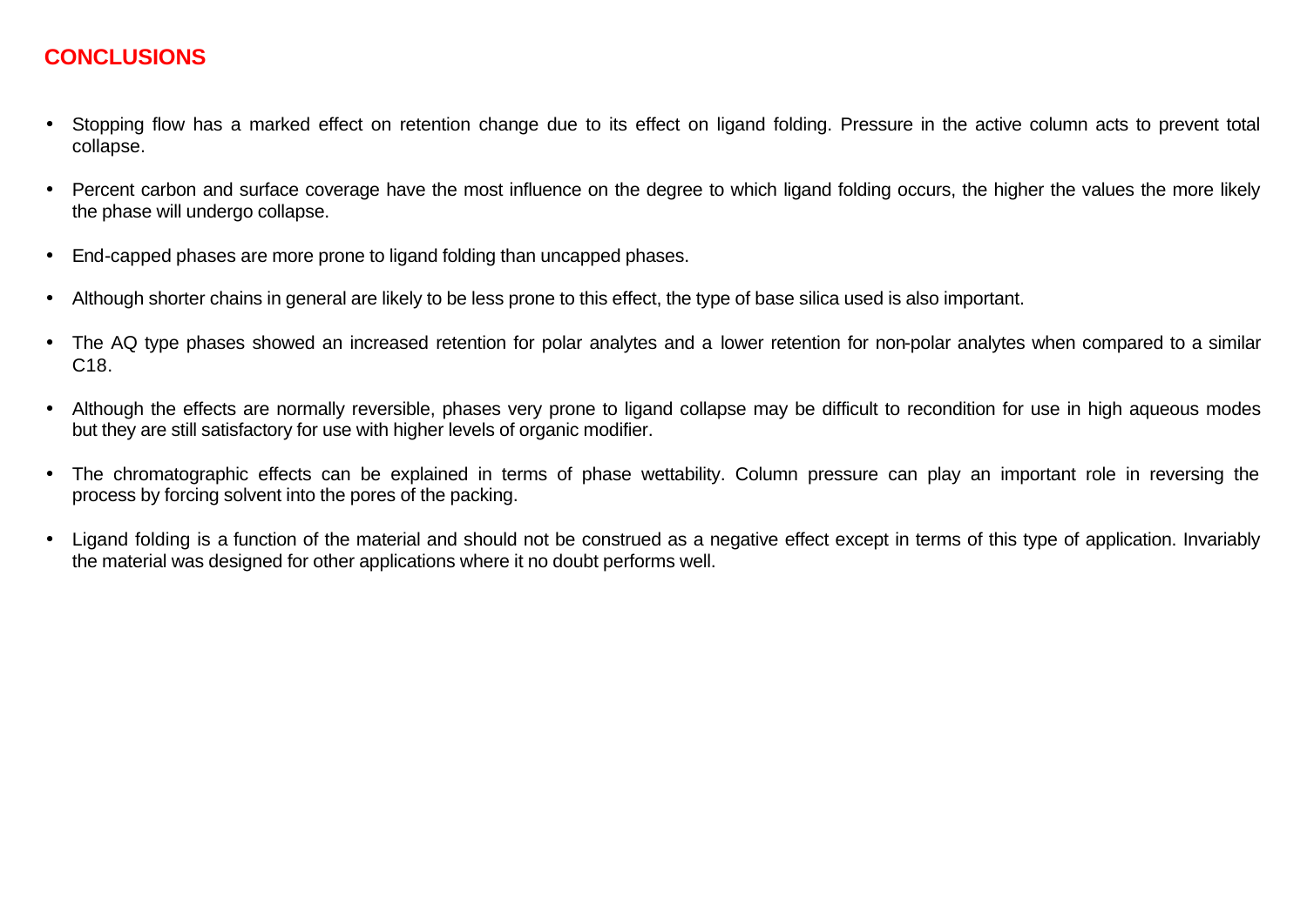## CONCLUSIONS

- Stopping flow has a marked effect on retention change due to its effect on ligand folding. Pressure in the active column acts to prevent total collapse.
- Percent carbon and surface coverage have the most influence on the degree to which ligand folding occurs, the higher the values the more likely the phase will undergo collapse.
- End-capped phases are more prone to ligand folding than uncapped phases.
- Although shorter chains in general are likely to be less prone to this effect, the type of base silica used is also important.
- The AQ type phases showed an increased retention for polar analytes and a lower retention for non-polar analytes when compared to a similar C18.
- Although the effects are normally reversible, phases very prone to ligand collapse may be difficult to recondition for use in high aqueous modes but they are still satisfactory for use with higher levels of organic modifier.
- The chromatographic effects can be explained in terms of phase wettability. Column pressure can play an important role in reversing the process by forcing solvent into the pores of the packing.
- Ligand folding is a function of the material and should not be construed as a negative effect except in terms of this type of application. Invariably the material was designed for other applications where it no doubt performs well.